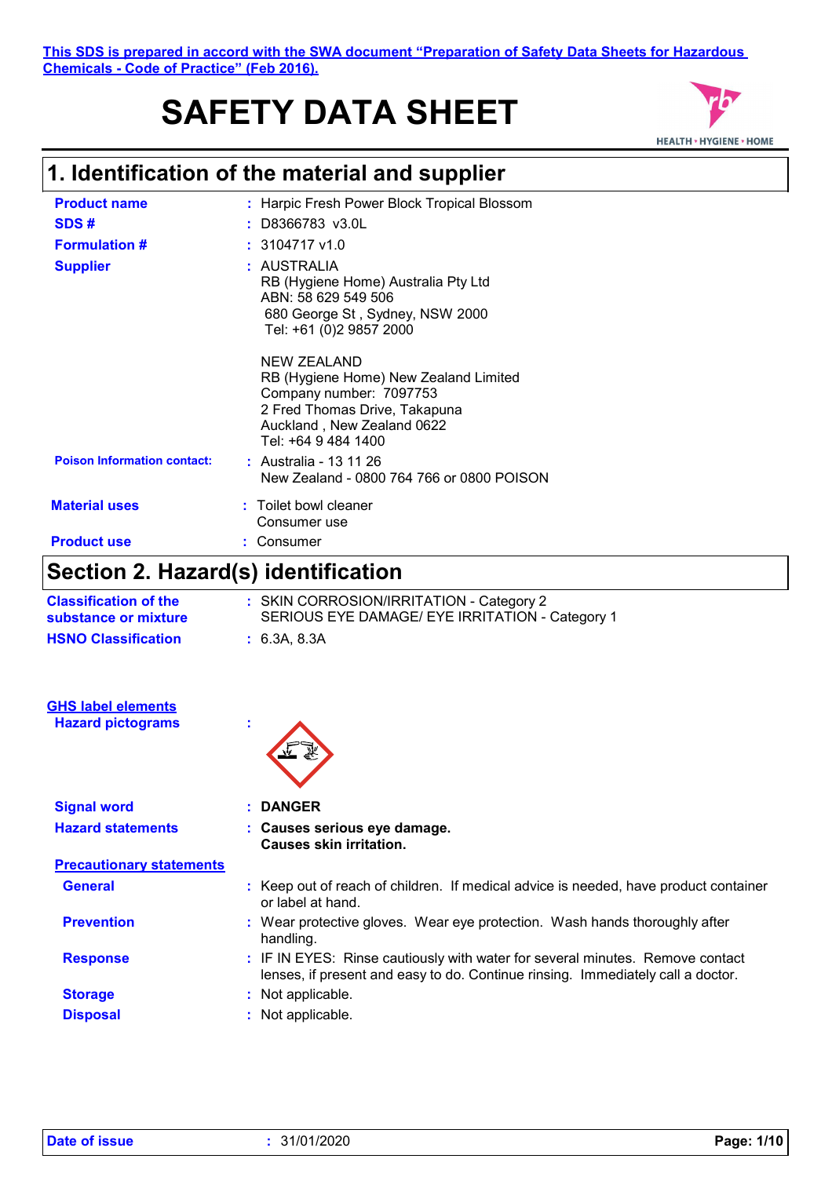This SDS is prepared in accord with the SWA document "Preparation of Safety Data Sheets for Hazardous Chemicals - Code of Practice" (Feb 2016).

# SAFETY DATA SHEET

## 1. Identification of the material and supplier

**Product name** : Harpic Fresh Power Block Tropical Blossom

**SDS #** : D8366783 v3.0L

**Formulation #** : 3104717 v1.0

**Supplier** : AUSTRALIA
RB (Hygiene Home) Australia Pty Ltd
ABN: 58 629 549 506
680 George St , Sydney, NSW 2000
Tel: +61 (0)2 9857 2000

NEW ZEALAND
RB (Hygiene Home) New Zealand Limited
Company number: 7097753
2 Fred Thomas Drive, Takapuna
Auckland , New Zealand 0622
Tel: +64 9 484 1400

**Poison Information contact:** : Australia - 13 11 26
New Zealand - 0800 764 766 or 0800 POISON

**Material uses** : Toilet bowl cleaner
Consumer use

**Product use** : Consumer

## Section 2. Hazard(s) identification

**Classification of the substance or mixture** : SKIN CORROSION/IRRITATION - Category 2
SERIOUS EYE DAMAGE/ EYE IRRITATION - Category 1

**HSNO Classification** : 6.3A, 8.3A

**GHS label elements**

**Hazard pictograms** :

**Signal word** : **DANGER**

**Hazard statements** : **Causes serious eye damage.**
**Causes skin irritation.**

**Precautionary statements**

**General** : Keep out of reach of children. If medical advice is needed, have product container or label at hand.

**Prevention** : Wear protective gloves. Wear eye protection. Wash hands thoroughly after handling.

**Response** : IF IN EYES: Rinse cautiously with water for several minutes. Remove contact lenses, if present and easy to do. Continue rinsing. Immediately call a doctor.

**Storage** : Not applicable.

**Disposal** : Not applicable.

**Date of issue** : 31/01/2020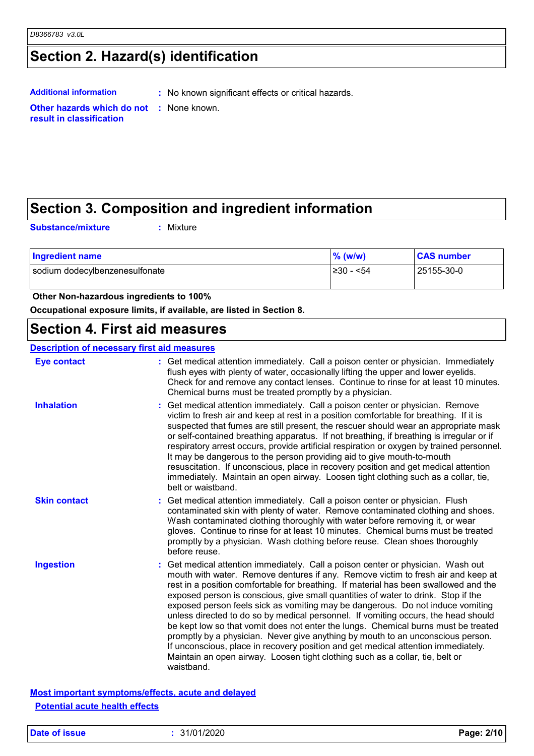## Section 2. Hazard(s) identification

**Additional information** : No known significant effects or critical hazards.

**Other hazards which do not result in classification** : None known.

## Section 3. Composition and ingredient information

**Substance/mixture** : Mixture

| Ingredient name | % (w/w) | CAS number |
|---|---|---|
| sodium dodecylbenzenesulfonate | ≥30 - <54 | 25155-30-0 |

**Other Non-hazardous ingredients to 100%**

**Occupational exposure limits, if available, are listed in Section 8.**

## Section 4. First aid measures

**Description of necessary first aid measures**

**Eye contact** : Get medical attention immediately. Call a poison center or physician. Immediately flush eyes with plenty of water, occasionally lifting the upper and lower eyelids. Check for and remove any contact lenses. Continue to rinse for at least 10 minutes. Chemical burns must be treated promptly by a physician.

**Inhalation** : Get medical attention immediately. Call a poison center or physician. Remove victim to fresh air and keep at rest in a position comfortable for breathing. If it is suspected that fumes are still present, the rescuer should wear an appropriate mask or self-contained breathing apparatus. If not breathing, if breathing is irregular or if respiratory arrest occurs, provide artificial respiration or oxygen by trained personnel. It may be dangerous to the person providing aid to give mouth-to-mouth resuscitation. If unconscious, place in recovery position and get medical attention immediately. Maintain an open airway. Loosen tight clothing such as a collar, tie, belt or waistband.

**Skin contact** : Get medical attention immediately. Call a poison center or physician. Flush contaminated skin with plenty of water. Remove contaminated clothing and shoes. Wash contaminated clothing thoroughly with water before removing it, or wear gloves. Continue to rinse for at least 10 minutes. Chemical burns must be treated promptly by a physician. Wash clothing before reuse. Clean shoes thoroughly before reuse.

**Ingestion** : Get medical attention immediately. Call a poison center or physician. Wash out mouth with water. Remove dentures if any. Remove victim to fresh air and keep at rest in a position comfortable for breathing. If material has been swallowed and the exposed person is conscious, give small quantities of water to drink. Stop if the exposed person feels sick as vomiting may be dangerous. Do not induce vomiting unless directed to do so by medical personnel. If vomiting occurs, the head should be kept low so that vomit does not enter the lungs. Chemical burns must be treated promptly by a physician. Never give anything by mouth to an unconscious person. If unconscious, place in recovery position and get medical attention immediately. Maintain an open airway. Loosen tight clothing such as a collar, tie, belt or waistband.

**Most important symptoms/effects, acute and delayed**

**Potential acute health effects**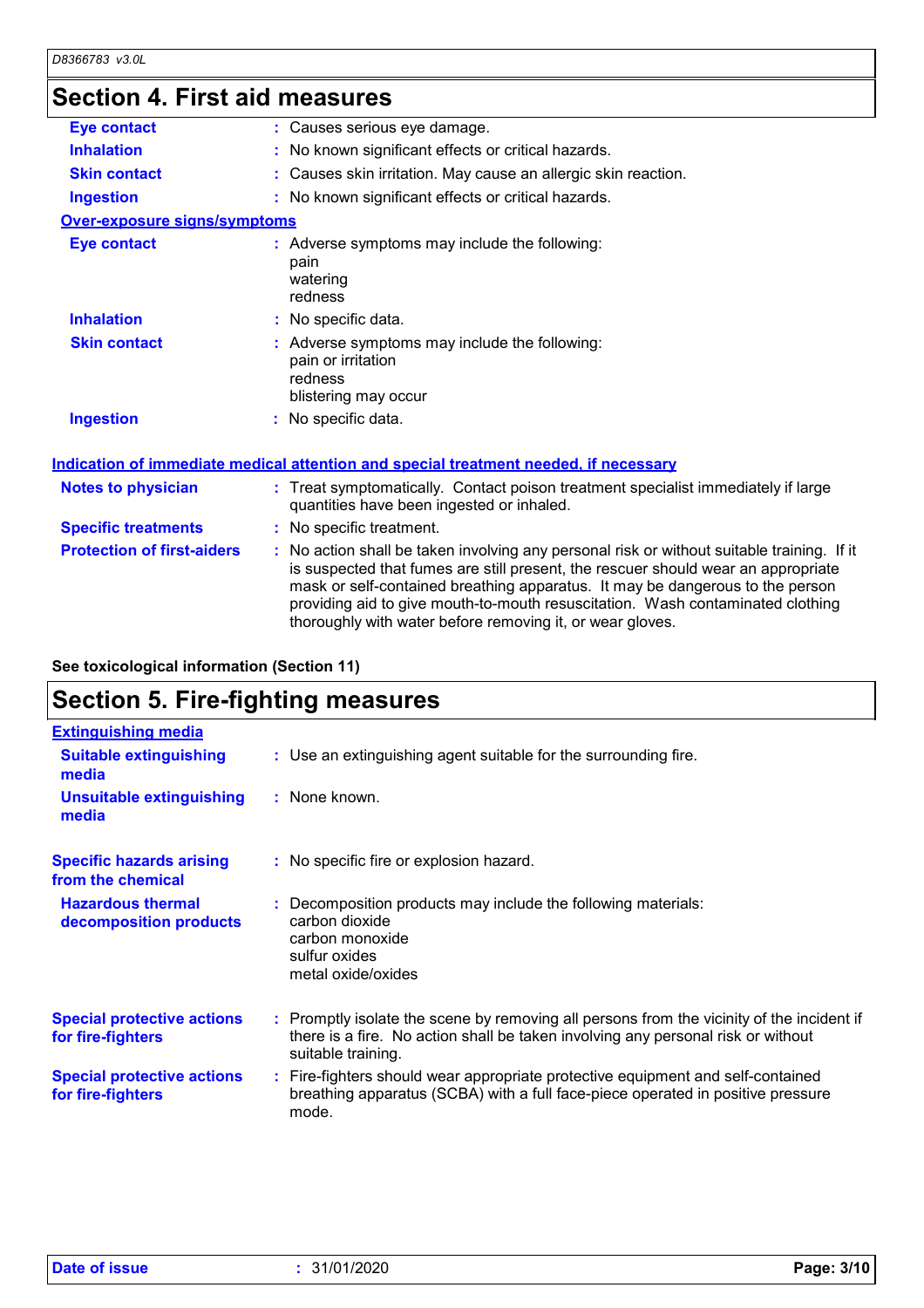## Section 4. First aid measures

| | |
|---|---|
| **Eye contact** | Causes serious eye damage. |
| **Inhalation** | No known significant effects or critical hazards. |
| **Skin contact** | Causes skin irritation. May cause an allergic skin reaction. |
| **Ingestion** | No known significant effects or critical hazards. |

**Over-exposure signs/symptoms**

| | |
|---|---|
| **Eye contact** | Adverse symptoms may include the following:<br>pain<br>watering<br>redness |
| **Inhalation** | No specific data. |
| **Skin contact** | Adverse symptoms may include the following:<br>pain or irritation<br>redness<br>blistering may occur |
| **Ingestion** | No specific data. |

**Indication of immediate medical attention and special treatment needed, if necessary**

| | |
|---|---|
| **Notes to physician** | Treat symptomatically. Contact poison treatment specialist immediately if large quantities have been ingested or inhaled. |
| **Specific treatments** | No specific treatment. |
| **Protection of first-aiders** | No action shall be taken involving any personal risk or without suitable training. If it is suspected that fumes are still present, the rescuer should wear an appropriate mask or self-contained breathing apparatus. It may be dangerous to the person providing aid to give mouth-to-mouth resuscitation. Wash contaminated clothing thoroughly with water before removing it, or wear gloves. |

**See toxicological information (Section 11)**

## Section 5. Fire-fighting measures

**Extinguishing media**

| | |
|---|---|
| **Suitable extinguishing media** | Use an extinguishing agent suitable for the surrounding fire. |
| **Unsuitable extinguishing media** | None known. |
| **Specific hazards arising from the chemical** | No specific fire or explosion hazard. |
| **Hazardous thermal decomposition products** | Decomposition products may include the following materials:<br>carbon dioxide<br>carbon monoxide<br>sulfur oxides<br>metal oxide/oxides |
| **Special protective actions for fire-fighters** | Promptly isolate the scene by removing all persons from the vicinity of the incident if there is a fire. No action shall be taken involving any personal risk or without suitable training. |
| **Special protective actions for fire-fighters** | Fire-fighters should wear appropriate protective equipment and self-contained breathing apparatus (SCBA) with a full face-piece operated in positive pressure mode. |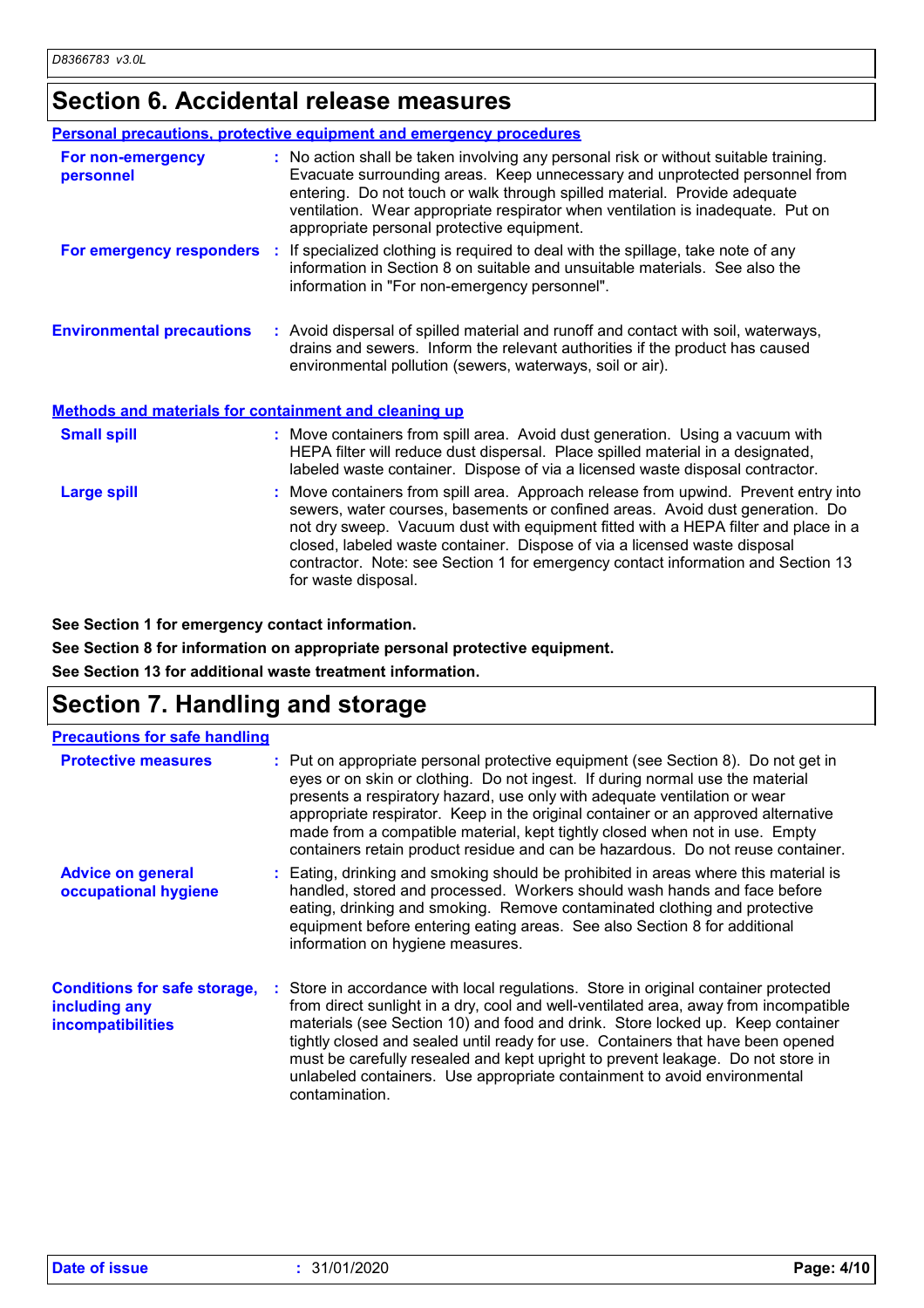## Section 6. Accidental release measures

### Personal precautions, protective equipment and emergency procedures

**For non-emergency personnel** : No action shall be taken involving any personal risk or without suitable training. Evacuate surrounding areas. Keep unnecessary and unprotected personnel from entering. Do not touch or walk through spilled material. Provide adequate ventilation. Wear appropriate respirator when ventilation is inadequate. Put on appropriate personal protective equipment.

**For emergency responders** : If specialized clothing is required to deal with the spillage, take note of any information in Section 8 on suitable and unsuitable materials. See also the information in "For non-emergency personnel".

**Environmental precautions** : Avoid dispersal of spilled material and runoff and contact with soil, waterways, drains and sewers. Inform the relevant authorities if the product has caused environmental pollution (sewers, waterways, soil or air).

### Methods and materials for containment and cleaning up

**Small spill** : Move containers from spill area. Avoid dust generation. Using a vacuum with HEPA filter will reduce dust dispersal. Place spilled material in a designated, labeled waste container. Dispose of via a licensed waste disposal contractor.

**Large spill** : Move containers from spill area. Approach release from upwind. Prevent entry into sewers, water courses, basements or confined areas. Avoid dust generation. Do not dry sweep. Vacuum dust with equipment fitted with a HEPA filter and place in a closed, labeled waste container. Dispose of via a licensed waste disposal contractor. Note: see Section 1 for emergency contact information and Section 13 for waste disposal.

**See Section 1 for emergency contact information.**

**See Section 8 for information on appropriate personal protective equipment.**

**See Section 13 for additional waste treatment information.**

## Section 7. Handling and storage

### Precautions for safe handling

**Protective measures** : Put on appropriate personal protective equipment (see Section 8). Do not get in eyes or on skin or clothing. Do not ingest. If during normal use the material presents a respiratory hazard, use only with adequate ventilation or wear appropriate respirator. Keep in the original container or an approved alternative made from a compatible material, kept tightly closed when not in use. Empty containers retain product residue and can be hazardous. Do not reuse container.

**Advice on general occupational hygiene** : Eating, drinking and smoking should be prohibited in areas where this material is handled, stored and processed. Workers should wash hands and face before eating, drinking and smoking. Remove contaminated clothing and protective equipment before entering eating areas. See also Section 8 for additional information on hygiene measures.

**Conditions for safe storage, including any incompatibilities** : Store in accordance with local regulations. Store in original container protected from direct sunlight in a dry, cool and well-ventilated area, away from incompatible materials (see Section 10) and food and drink. Store locked up. Keep container tightly closed and sealed until ready for use. Containers that have been opened must be carefully resealed and kept upright to prevent leakage. Do not store in unlabeled containers. Use appropriate containment to avoid environmental contamination.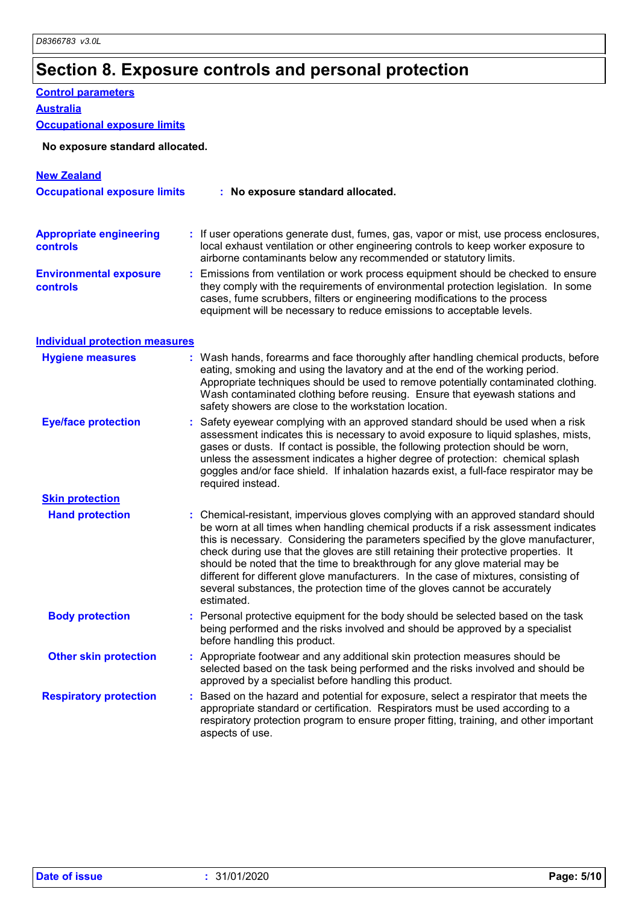# Section 8. Exposure controls and personal protection

**Control parameters**

**Australia**

**Occupational exposure limits**

**No exposure standard allocated.**

**New Zealand**

**Occupational exposure limits** : **No exposure standard allocated.**

**Appropriate engineering controls** : If user operations generate dust, fumes, gas, vapor or mist, use process enclosures, local exhaust ventilation or other engineering controls to keep worker exposure to airborne contaminants below any recommended or statutory limits.

**Environmental exposure controls** : Emissions from ventilation or work process equipment should be checked to ensure they comply with the requirements of environmental protection legislation. In some cases, fume scrubbers, filters or engineering modifications to the process equipment will be necessary to reduce emissions to acceptable levels.

**Individual protection measures**

**Hygiene measures** : Wash hands, forearms and face thoroughly after handling chemical products, before eating, smoking and using the lavatory and at the end of the working period. Appropriate techniques should be used to remove potentially contaminated clothing. Wash contaminated clothing before reusing. Ensure that eyewash stations and safety showers are close to the workstation location.

**Eye/face protection** : Safety eyewear complying with an approved standard should be used when a risk assessment indicates this is necessary to avoid exposure to liquid splashes, mists, gases or dusts. If contact is possible, the following protection should be worn, unless the assessment indicates a higher degree of protection: chemical splash goggles and/or face shield. If inhalation hazards exist, a full-face respirator may be required instead.

**Skin protection**

**Hand protection** : Chemical-resistant, impervious gloves complying with an approved standard should be worn at all times when handling chemical products if a risk assessment indicates this is necessary. Considering the parameters specified by the glove manufacturer, check during use that the gloves are still retaining their protective properties. It should be noted that the time to breakthrough for any glove material may be different for different glove manufacturers. In the case of mixtures, consisting of several substances, the protection time of the gloves cannot be accurately estimated.

**Body protection** : Personal protective equipment for the body should be selected based on the task being performed and the risks involved and should be approved by a specialist before handling this product.

**Other skin protection** : Appropriate footwear and any additional skin protection measures should be selected based on the task being performed and the risks involved and should be approved by a specialist before handling this product.

**Respiratory protection** : Based on the hazard and potential for exposure, select a respirator that meets the appropriate standard or certification. Respirators must be used according to a respiratory protection program to ensure proper fitting, training, and other important aspects of use.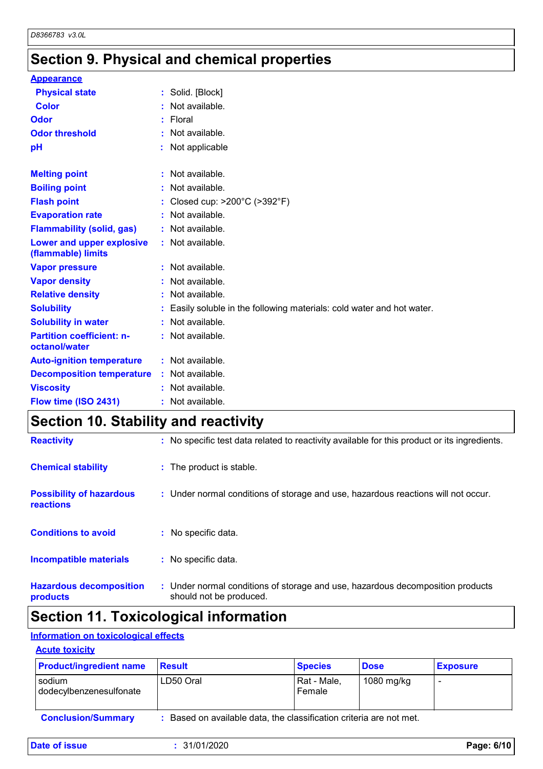## Section 9. Physical and chemical properties

**Appearance**

| | | |
|---|---|---|
| **Physical state** | : | Solid. [Block] |
| **Color** | : | Not available. |
| **Odor** | : | Floral |
| **Odor threshold** | : | Not available. |
| **pH** | : | Not applicable |
| **Melting point** | : | Not available. |
| **Boiling point** | : | Not available. |
| **Flash point** | : | Closed cup: >200°C (>392°F) |
| **Evaporation rate** | : | Not available. |
| **Flammability (solid, gas)** | : | Not available. |
| **Lower and upper explosive (flammable) limits** | : | Not available. |
| **Vapor pressure** | : | Not available. |
| **Vapor density** | : | Not available. |
| **Relative density** | : | Not available. |
| **Solubility** | : | Easily soluble in the following materials: cold water and hot water. |
| **Solubility in water** | : | Not available. |
| **Partition coefficient: n-octanol/water** | : | Not available. |
| **Auto-ignition temperature** | : | Not available. |
| **Decomposition temperature** | : | Not available. |
| **Viscosity** | : | Not available. |
| **Flow time (ISO 2431)** | : | Not available. |

## Section 10. Stability and reactivity

| | | |
|---|---|---|
| **Reactivity** | : | No specific test data related to reactivity available for this product or its ingredients. |
| **Chemical stability** | : | The product is stable. |
| **Possibility of hazardous reactions** | : | Under normal conditions of storage and use, hazardous reactions will not occur. |
| **Conditions to avoid** | : | No specific data. |
| **Incompatible materials** | : | No specific data. |
| **Hazardous decomposition products** | : | Under normal conditions of storage and use, hazardous decomposition products should not be produced. |

## Section 11. Toxicological information

**Information on toxicological effects**

**Acute toxicity**

| Product/ingredient name | Result | Species | Dose | Exposure |
|---|---|---|---|---|
| sodium dodecylbenzenesulfonate | LD50 Oral | Rat - Male, Female | 1080 mg/kg | - |

**Conclusion/Summary** : Based on available data, the classification criteria are not met.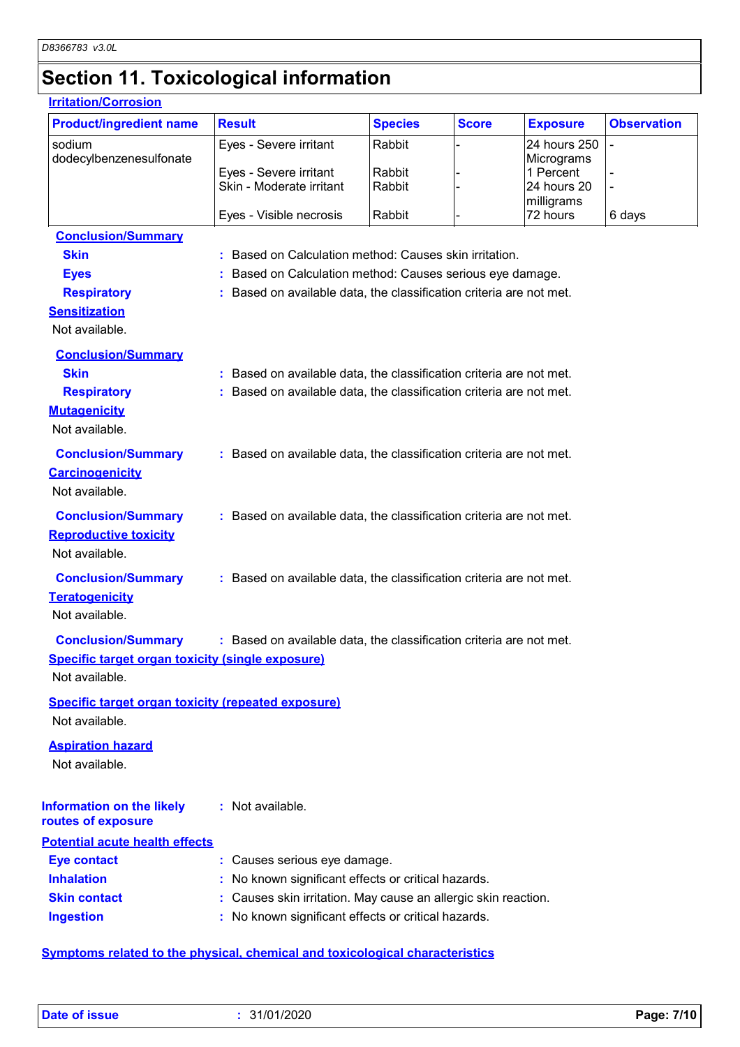# Section 11. Toxicological information

**Irritation/Corrosion**

| Product/ingredient name | Result | Species | Score | Exposure | Observation |
|---|---|---|---|---|---|
| sodium dodecylbenzenesulfonate | Eyes - Severe irritant | Rabbit | - | 24 hours 250 Micrograms | - |
| | Eyes - Severe irritant | Rabbit | - | 1 Percent | - |
| | Skin - Moderate irritant | Rabbit | - | 24 hours 20 milligrams | - |
| | Eyes - Visible necrosis | Rabbit | - | 72 hours | 6 days |

**Conclusion/Summary**

- **Skin** : Based on Calculation method: Causes skin irritation.
- **Eyes** : Based on Calculation method: Causes serious eye damage.
- **Respiratory** : Based on available data, the classification criteria are not met.

**Sensitization**

Not available.

**Conclusion/Summary**

- **Skin** : Based on available data, the classification criteria are not met.
- **Respiratory** : Based on available data, the classification criteria are not met.

**Mutagenicity**

Not available.

**Conclusion/Summary** : Based on available data, the classification criteria are not met.

**Carcinogenicity**

Not available.

**Conclusion/Summary** : Based on available data, the classification criteria are not met.

**Reproductive toxicity**

Not available.

**Conclusion/Summary** : Based on available data, the classification criteria are not met.

**Teratogenicity**

Not available.

**Conclusion/Summary** : Based on available data, the classification criteria are not met.

**Specific target organ toxicity (single exposure)**

Not available.

**Specific target organ toxicity (repeated exposure)**

Not available.

**Aspiration hazard**

Not available.

**Information on the likely routes of exposure** : Not available.

**Potential acute health effects**

- **Eye contact** : Causes serious eye damage.
- **Inhalation** : No known significant effects or critical hazards.
- **Skin contact** : Causes skin irritation. May cause an allergic skin reaction.
- **Ingestion** : No known significant effects or critical hazards.

**Symptoms related to the physical, chemical and toxicological characteristics**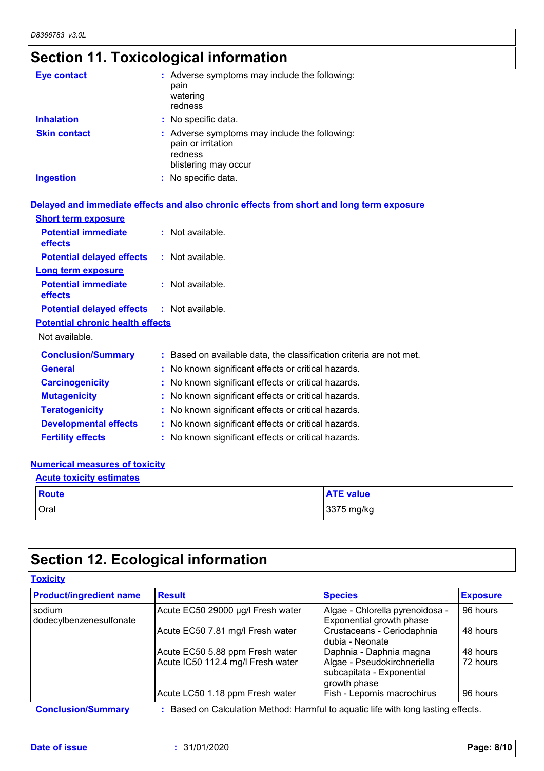# Section 11. Toxicological information

**Eye contact** : Adverse symptoms may include the following:
pain
watering
redness

**Inhalation** : No specific data.

**Skin contact** : Adverse symptoms may include the following:
pain or irritation
redness
blistering may occur

**Ingestion** : No specific data.

## Delayed and immediate effects and also chronic effects from short and long term exposure

### Short term exposure

**Potential immediate effects** : Not available.

**Potential delayed effects** : Not available.

### Long term exposure

**Potential immediate effects** : Not available.

**Potential delayed effects** : Not available.

### Potential chronic health effects

Not available.

**Conclusion/Summary** : Based on available data, the classification criteria are not met.

**General** : No known significant effects or critical hazards.

**Carcinogenicity** : No known significant effects or critical hazards.

**Mutagenicity** : No known significant effects or critical hazards.

**Teratogenicity** : No known significant effects or critical hazards.

**Developmental effects** : No known significant effects or critical hazards.

**Fertility effects** : No known significant effects or critical hazards.

## Numerical measures of toxicity

### Acute toxicity estimates

| Route | ATE value |
|---|---|
| Oral | 3375 mg/kg |

# Section 12. Ecological information

## Toxicity

| Product/ingredient name | Result | Species | Exposure |
|---|---|---|---|
| sodium dodecylbenzenesulfonate | Acute EC50 29000 µg/l Fresh water | Algae - Chlorella pyrenoidosa - Exponential growth phase | 96 hours |
| | Acute EC50 7.81 mg/l Fresh water | Crustaceans - Ceriodaphnia dubia - Neonate | 48 hours |
| | Acute EC50 5.88 ppm Fresh water | Daphnia - Daphnia magna | 48 hours |
| | Acute IC50 112.4 mg/l Fresh water | Algae - Pseudokirchneriella subcapitata - Exponential growth phase | 72 hours |
| | Acute LC50 1.18 ppm Fresh water | Fish - Lepomis macrochirus | 96 hours |

**Conclusion/Summary** : Based on Calculation Method: Harmful to aquatic life with long lasting effects.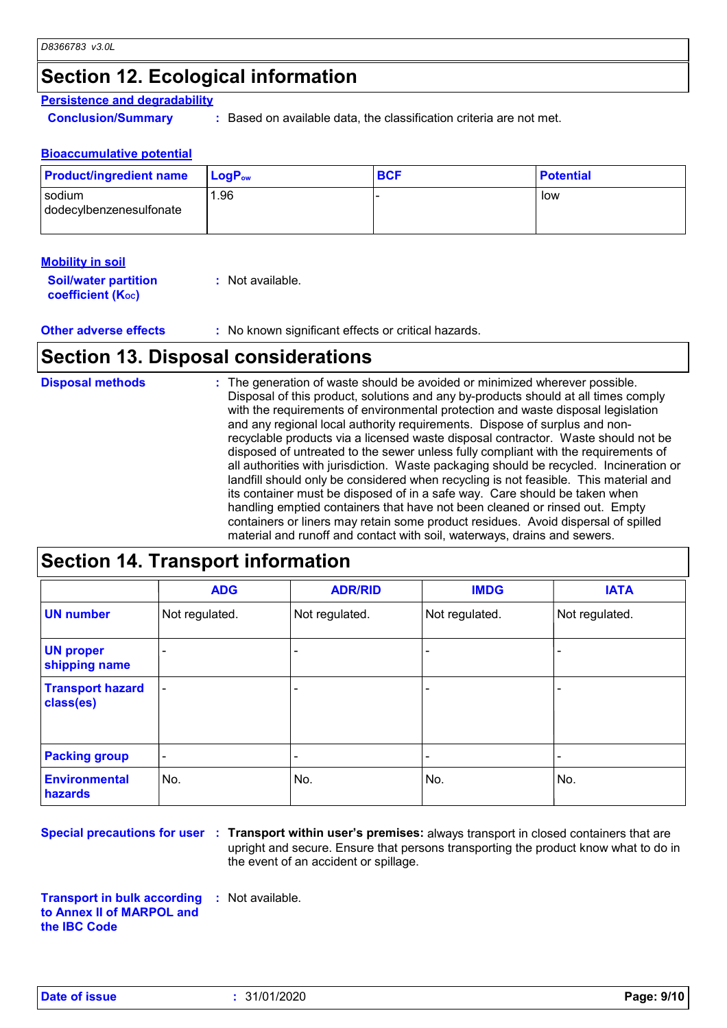## Section 12. Ecological information

### Persistence and degradability

**Conclusion/Summary** : Based on available data, the classification criteria are not met.

### Bioaccumulative potential

| Product/ingredient name | $LogP_{ow}$ | BCF | Potential |
|---|---|---|---|
| sodium dodecylbenzenesulfonate | 1.96 | - | low |

### Mobility in soil

**Soil/water partition coefficient ($K_{OC}$)** : Not available.

**Other adverse effects** : No known significant effects or critical hazards.

## Section 13. Disposal considerations

**Disposal methods** : The generation of waste should be avoided or minimized wherever possible. Disposal of this product, solutions and any by-products should at all times comply with the requirements of environmental protection and waste disposal legislation and any regional local authority requirements. Dispose of surplus and non-recyclable products via a licensed waste disposal contractor. Waste should not be disposed of untreated to the sewer unless fully compliant with the requirements of all authorities with jurisdiction. Waste packaging should be recycled. Incineration or landfill should only be considered when recycling is not feasible. This material and its container must be disposed of in a safe way. Care should be taken when handling emptied containers that have not been cleaned or rinsed out. Empty containers or liners may retain some product residues. Avoid dispersal of spilled material and runoff and contact with soil, waterways, drains and sewers.

## Section 14. Transport information

| | ADG | ADR/RID | IMDG | IATA |
|---|---|---|---|---|
| **UN number** | Not regulated. | Not regulated. | Not regulated. | Not regulated. |
| **UN proper shipping name** | - | - | - | - |
| **Transport hazard class(es)** | - | - | - | - |
| **Packing group** | - | - | - | - |
| **Environmental hazards** | No. | No. | No. | No. |

**Special precautions for user** : **Transport within user's premises:** always transport in closed containers that are upright and secure. Ensure that persons transporting the product know what to do in the event of an accident or spillage.

**Transport in bulk according to Annex II of MARPOL and the IBC Code** : Not available.

**Date of issue** : 31/01/2020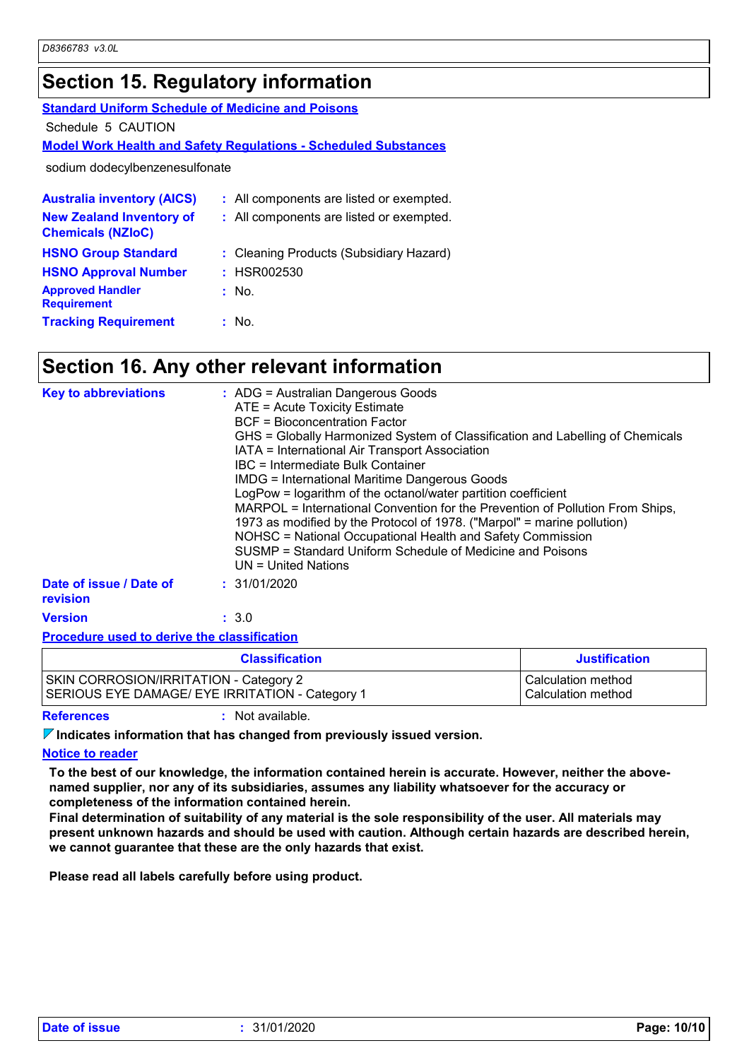## Section 15. Regulatory information

**Standard Uniform Schedule of Medicine and Poisons**

Schedule 5 CAUTION

**Model Work Health and Safety Regulations - Scheduled Substances**

sodium dodecylbenzenesulfonate

| | |
|---|---|
| **Australia inventory (AICS)** | : All components are listed or exempted. |
| **New Zealand Inventory of Chemicals (NZIoC)** | : All components are listed or exempted. |
| **HSNO Group Standard** | : Cleaning Products (Subsidiary Hazard) |
| **HSNO Approval Number** | : HSR002530 |
| **Approved Handler Requirement** | : No. |
| **Tracking Requirement** | : No. |

## Section 16. Any other relevant information

**Key to abbreviations** : ADG = Australian Dangerous Goods
ATE = Acute Toxicity Estimate
BCF = Bioconcentration Factor
GHS = Globally Harmonized System of Classification and Labelling of Chemicals
IATA = International Air Transport Association
IBC = Intermediate Bulk Container
IMDG = International Maritime Dangerous Goods
LogPow = logarithm of the octanol/water partition coefficient
MARPOL = International Convention for the Prevention of Pollution From Ships, 1973 as modified by the Protocol of 1978. ("Marpol" = marine pollution)
NOHSC = National Occupational Health and Safety Commission
SUSMP = Standard Uniform Schedule of Medicine and Poisons
UN = United Nations

**Date of issue / Date of revision** : 31/01/2020

**Version** : 3.0

**Procedure used to derive the classification**

| Classification | Justification |
|---|---|
| SKIN CORROSION/IRRITATION - Category 2 | Calculation method |
| SERIOUS EYE DAMAGE/ EYE IRRITATION - Category 1 | Calculation method |

**References** : Not available.

**Indicates information that has changed from previously issued version.**

**Notice to reader**

**To the best of our knowledge, the information contained herein is accurate. However, neither the above-named supplier, nor any of its subsidiaries, assumes any liability whatsoever for the accuracy or completeness of the information contained herein.**
**Final determination of suitability of any material is the sole responsibility of the user. All materials may present unknown hazards and should be used with caution. Although certain hazards are described herein, we cannot guarantee that these are the only hazards that exist.**

**Please read all labels carefully before using product.**